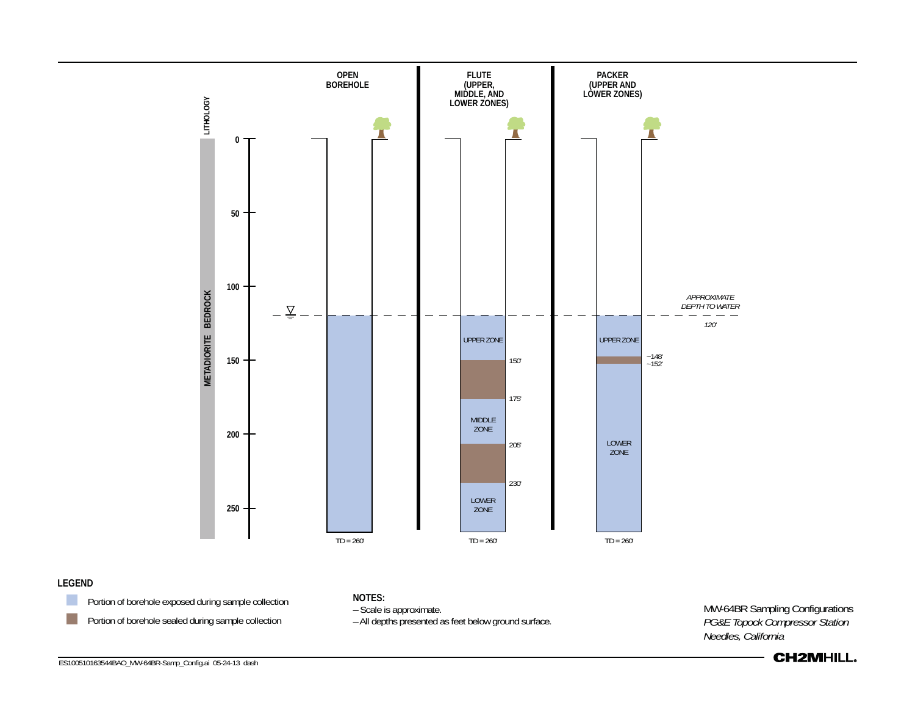**OPEN BOREHOLE**

**FLUTE (UPPER, MIDDLE, AND LOWER ZONES)**

**PACKER (UPPER AND LOWER ZONES)**

**LITHOLOGY**

**METADIORITE BEDROCK**

0

50

100

150

200

250

*APPROXIMATE DEPTH TO WATER*

*120'*

UPPER ZONE

150'

175'

MIDDLE ZONE

205'

230'

LOWER ZONE

UPPER ZONE

~148'

~152'

LOWER ZONE

TD = 260'

TD = 260'

TD = 260'

**LEGEND**

Portion of borehole exposed during sample collection

Portion of borehole sealed during sample collection

**NOTES:**

– Scale is approximate.

– All depths presented as feet below ground surface.

MW-64BR Sampling Configurations

*PG&E Topock Compressor Station*

*Needles, California*

ES100510163544BAO_MW-64BR-Samp_Config.ai 05-24-13 dash

CH2MHILL.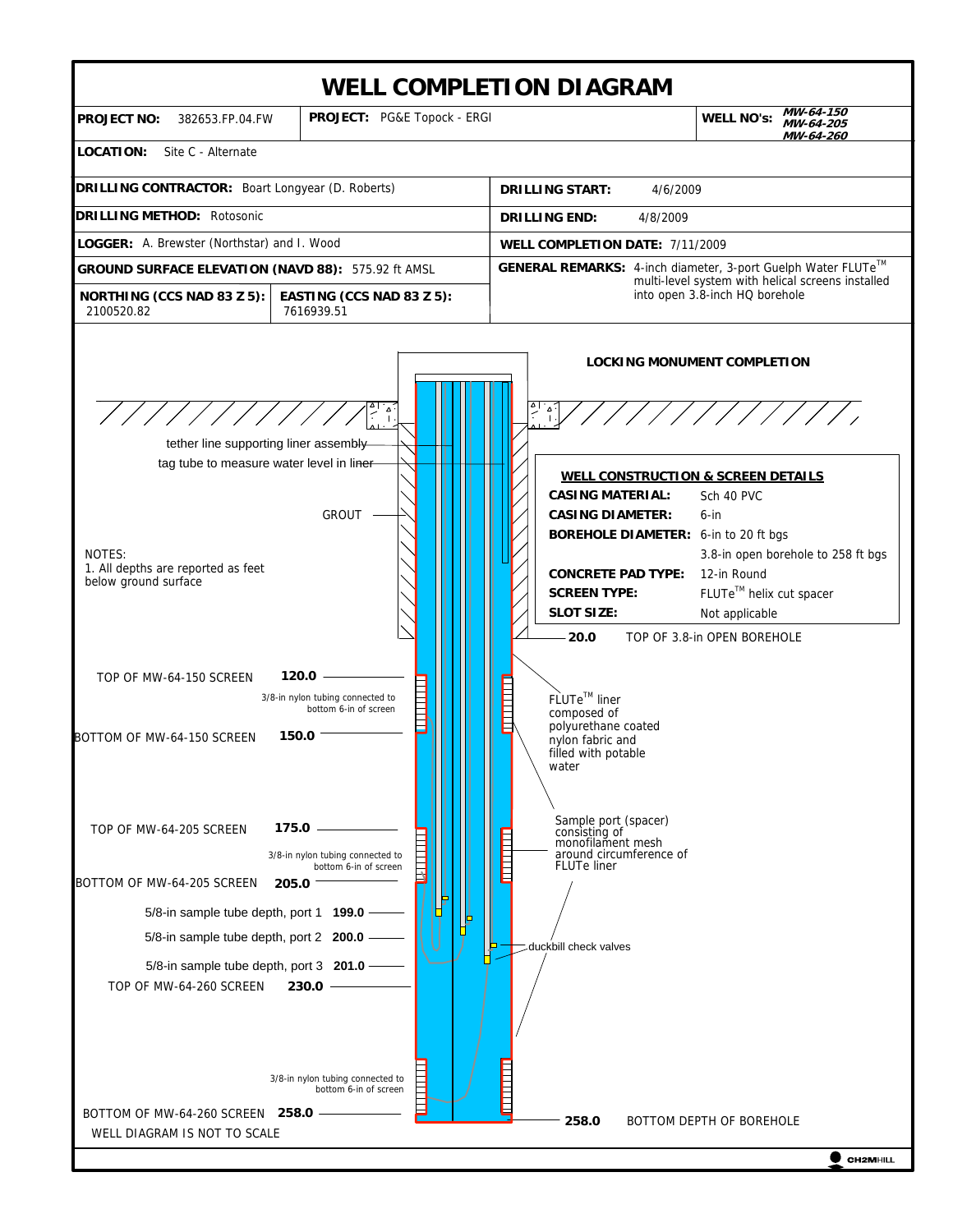# WELL COMPLETION DIAGRAM

| | | | |
|---|---|---|---|
| **PROJECT NO:** 382653.FP.04.FW | **PROJECT:** PG&E Topock - ERGI | | **WELL NO's:** MW-64-150, MW-64-205, MW-64-260 |
| **LOCATION:** Site C - Alternate | | | |
| **DRILLING CONTRACTOR:** Boart Longyear (D. Roberts) | | **DRILLING START:** 4/6/2009 | |
| **DRILLING METHOD:** Rotosonic | | **DRILLING END:** 4/8/2009 | |
| **LOGGER:** A. Brewster (Northstar) and I. Wood | | **WELL COMPLETION DATE:** 7/11/2009 | |
| **GROUND SURFACE ELEVATION (NAVD 88):** 575.92 ft AMSL | | **GENERAL REMARKS:** 4-inch diameter, 3-port Guelph Water FLUTe™ multi-level system with helical screens installed into open 3.8-inch HQ borehole | |
| **NORTHING (CCS NAD 83 Z 5):** 2100520.82 | **EASTING (CCS NAD 83 Z 5):** 7616939.51 | | |

**LOCKING MONUMENT COMPLETION**

tether line supporting liner assembly

tag tube to measure water level in liner

GROUT

NOTES:
1. All depths are reported as feet below ground surface

**WELL CONSTRUCTION & SCREEN DETAILS**

| | |
|---|---|
| **CASING MATERIAL:** | Sch 40 PVC |
| **CASING DIAMETER:** | 6-in |
| **BOREHOLE DIAMETER:** | 6-in to 20 ft bgs<br>3.8-in open borehole to 258 ft bgs |
| **CONCRETE PAD TYPE:** | 12-in Round |
| **SCREEN TYPE:** | FLUTe™ helix cut spacer |
| **SLOT SIZE:** | Not applicable |

**20.0** TOP OF 3.8-in OPEN BOREHOLE

TOP OF MW-64-150 SCREEN **120.0**

3/8-in nylon tubing connected to bottom 6-in of screen

BOTTOM OF MW-64-150 SCREEN **150.0**

FLUTe™ liner composed of polyurethane coated nylon fabric and filled with potable water

TOP OF MW-64-205 SCREEN **175.0**

3/8-in nylon tubing connected to bottom 6-in of screen

BOTTOM OF MW-64-205 SCREEN **205.0**

Sample port (spacer) consisting of monofilament mesh around circumference of FLUTe liner

5/8-in sample tube depth, port 1 **199.0**

5/8-in sample tube depth, port 2 **200.0**

5/8-in sample tube depth, port 3 **201.0**

duckbill check valves

TOP OF MW-64-260 SCREEN **230.0**

3/8-in nylon tubing connected to bottom 6-in of screen

BOTTOM OF MW-64-260 SCREEN **258.0**

**258.0** BOTTOM DEPTH OF BOREHOLE

WELL DIAGRAM IS NOT TO SCALE

CH2MHILL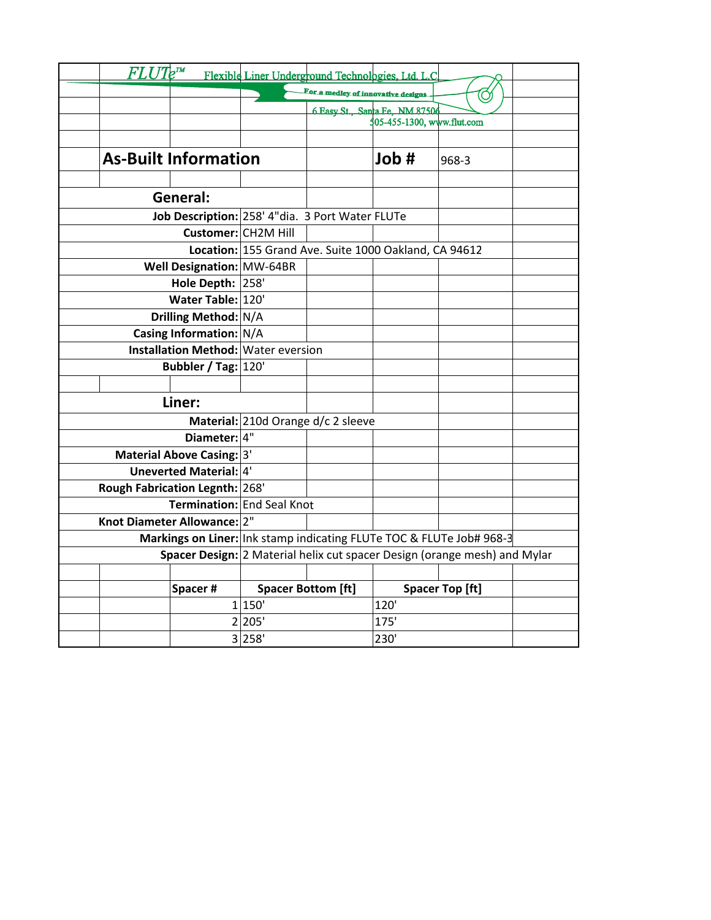FLUTe™ Flexible Liner Underground Technologies, Ltd. L.C

For a medley of innovative designs

6 Easy St., Santa Fe, NM 87506

505-455-1300, www.flut.com

## As-Built Information

**Job #** 968-3

### General:

**Job Description:** 258' 4"dia. 3 Port Water FLUTe

**Customer:** CH2M Hill

**Location:** 155 Grand Ave. Suite 1000 Oakland, CA 94612

**Well Designation:** MW-64BR

**Hole Depth:** 258'

**Water Table:** 120'

**Drilling Method:** N/A

**Casing Information:** N/A

**Installation Method:** Water eversion

**Bubbler / Tag:** 120'

### Liner:

**Material:** 210d Orange d/c 2 sleeve

**Diameter:** 4"

**Material Above Casing:** 3'

**Uneverted Material:** 4'

**Rough Fabrication Legnth:** 268'

**Termination:** End Seal Knot

**Knot Diameter Allowance:** 2"

**Markings on Liner:** Ink stamp indicating FLUTe TOC & FLUTe Job# 968-3

**Spacer Design:** 2 Material helix cut spacer Design (orange mesh) and Mylar

| Spacer # | Spacer Bottom [ft] | Spacer Top [ft] |
|---|---|---|
| 1 | 150' | 120' |
| 2 | 205' | 175' |
| 3 | 258' | 230' |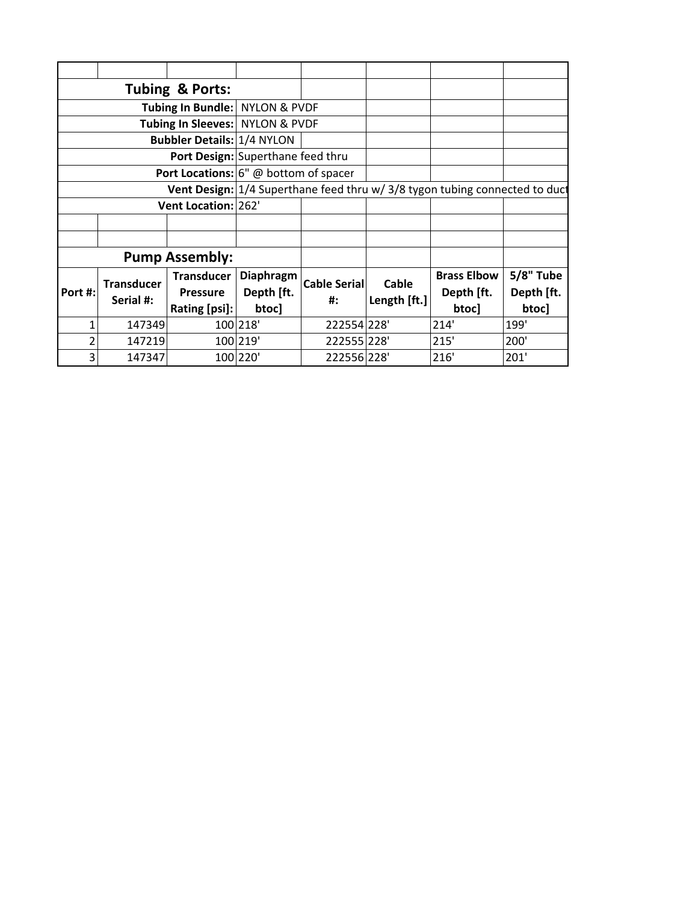## Tubing & Ports:

| | |
|---|---|
| **Tubing In Bundle:** | NYLON & PVDF |
| **Tubing In Sleeves:** | NYLON & PVDF |
| **Bubbler Details:** | 1/4 NYLON |
| **Port Design:** | Superthane feed thru |
| **Port Locations:** | 6" @ bottom of spacer |
| **Vent Design:** | 1/4 Superthane feed thru w/ 3/8 tygon tubing connected to duct |
| **Vent Location:** | 262' |

## Pump Assembly:

| Port #: | Transducer Serial #: | Transducer Pressure Rating [psi]: | Diaphragm Depth [ft. btoc] | Cable Serial #: | Cable Length [ft.] | Brass Elbow Depth [ft. btoc] | 5/8" Tube Depth [ft. btoc] |
|---|---|---|---|---|---|---|---|
| 1 | 147349 | 100 | 218' | 222554 | 228' | 214' | 199' |
| 2 | 147219 | 100 | 219' | 222555 | 228' | 215' | 200' |
| 3 | 147347 | 100 | 220' | 222556 | 228' | 216' | 201' |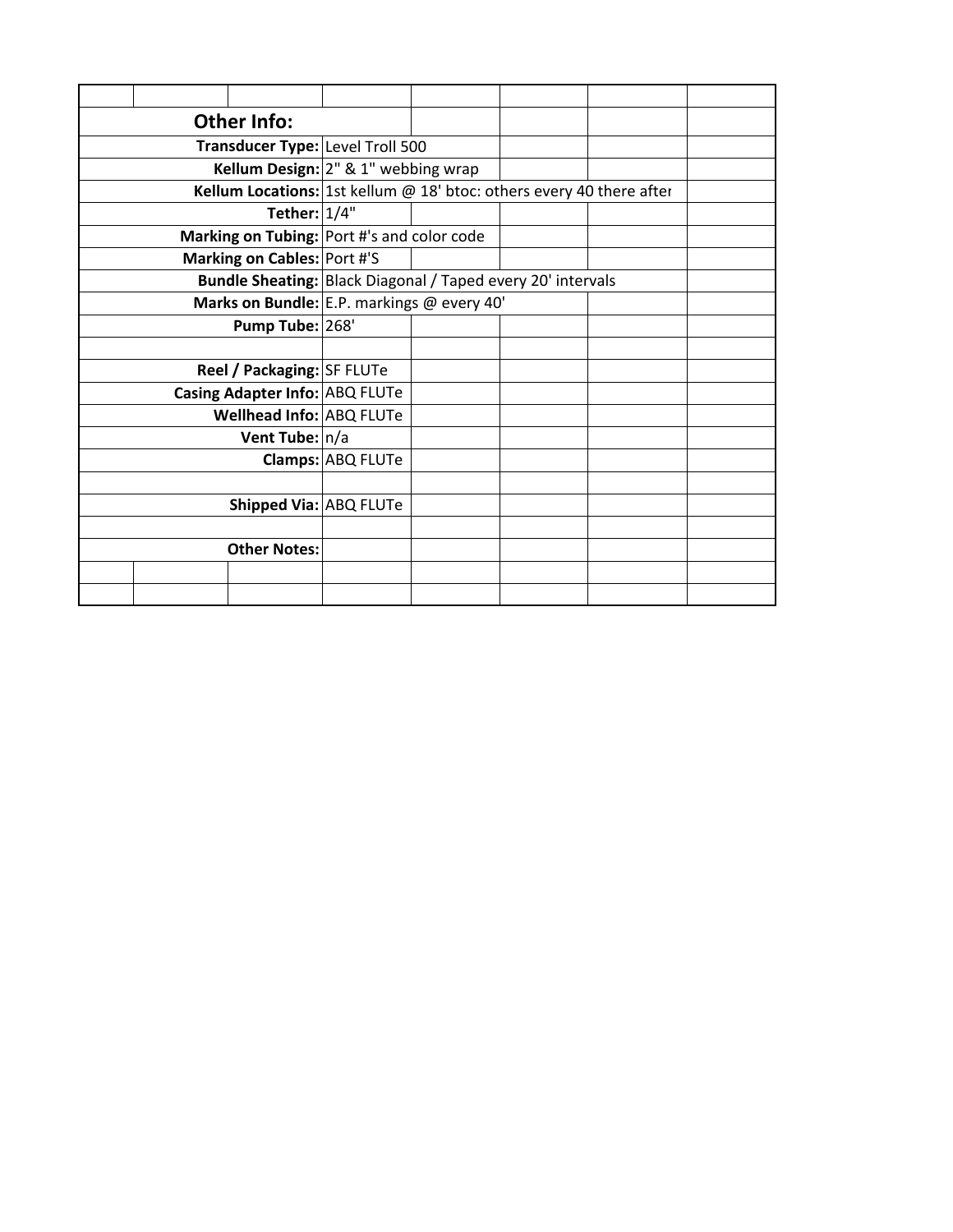| | |
|---|---|
| **Other Info:** | |
| **Transducer Type:** | Level Troll 500 |
| **Kellum Design:** | 2" & 1" webbing wrap |
| **Kellum Locations:** | 1st kellum @ 18' btoc: others every 40 there after |
| **Tether:** | 1/4" |
| **Marking on Tubing:** | Port #'s and color code |
| **Marking on Cables:** | Port #'S |
| **Bundle Sheating:** | Black Diagonal / Taped every 20' intervals |
| **Marks on Bundle:** | E.P. markings @ every 40' |
| **Pump Tube:** | 268' |
| | |
| **Reel / Packaging:** | SF FLUTe |
| **Casing Adapter Info:** | ABQ FLUTe |
| **Wellhead Info:** | ABQ FLUTe |
| **Vent Tube:** | n/a |
| **Clamps:** | ABQ FLUTe |
| | |
| **Shipped Via:** | ABQ FLUTe |
| | |
| **Other Notes:** | |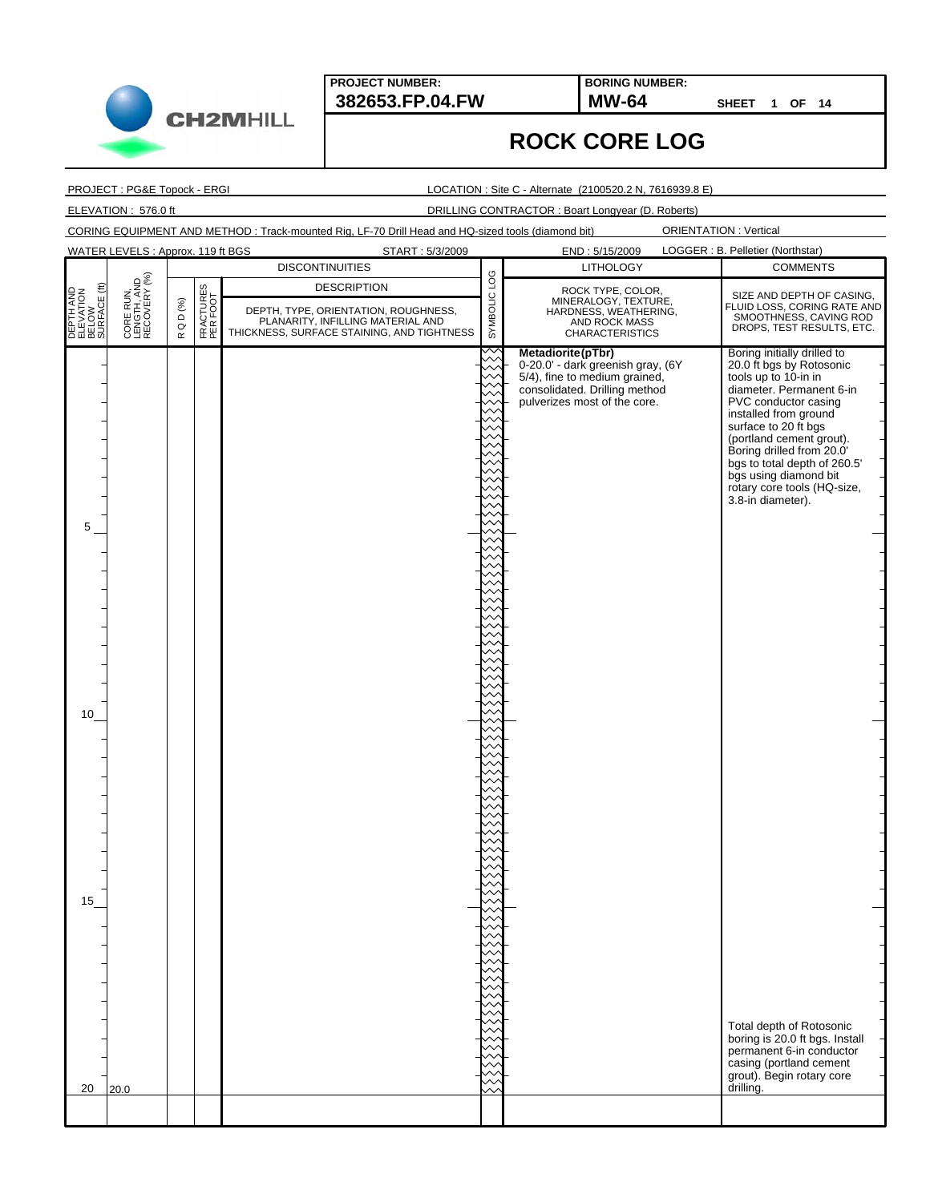**PROJECT NUMBER:** 382653.FP.04.FW

**BORING NUMBER:** MW-64

SHEET 1 OF 14

# ROCK CORE LOG

PROJECT : PG&E Topock - ERGI

LOCATION : Site C - Alternate (2100520.2 N, 7616939.8 E)

ELEVATION : 576.0 ft

DRILLING CONTRACTOR : Boart Longyear (D. Roberts)

CORING EQUIPMENT AND METHOD : Track-mounted Rig, LF-70 Drill Head and HQ-sized tools (diamond bit)

ORIENTATION : Vertical

WATER LEVELS : Approx. 119 ft BGS

START : 5/3/2009

END : 5/15/2009

LOGGER : B. Pelletier (Northstar)

| DEPTH AND ELEVATION BELOW SURFACE (ft) | CORE RUN, LENGTH, AND RECOVERY (%) | R Q D (%) | FRACTURES PER FOOT | DISCONTINUITIES: DEPTH, TYPE, ORIENTATION, ROUGHNESS, PLANARITY, INFILLING MATERIAL AND THICKNESS, SURFACE STAINING, AND TIGHTNESS | SYMBOLIC LOG | LITHOLOGY: ROCK TYPE, COLOR, MINERALOGY, TEXTURE, HARDNESS, WEATHERING, AND ROCK MASS CHARACTERISTICS | COMMENTS: SIZE AND DEPTH OF CASING, FLUID LOSS, CORING RATE AND SMOOTHNESS, CAVING ROD DROPS, TEST RESULTS, ETC. |
|---|---|---|---|---|---|---|---|
| 0 | | | | | | **Metadiorite (pTbr)** 0-20.0' - dark greenish gray, (6Y 5/4), fine to medium grained, consolidated. Drilling method pulverizes most of the core. | Boring initially drilled to 20.0 ft bgs by Rotosonic tools up to 10-in in diameter. Permanent 6-in PVC conductor casing installed from ground surface to 20 ft bgs (portland cement grout). Boring drilled from 20.0' bgs to total depth of 260.5' bgs using diamond bit rotary core tools (HQ-size, 3.8-in diameter). |
| 5 | | | | | | | |
| 10 | | | | | | | |
| 15 | | | | | | | Total depth of Rotosonic boring is 20.0 ft bgs. Install permanent 6-in conductor casing (portland cement grout). Begin rotary core drilling. |
| 20 | 20.0 | | | | | | |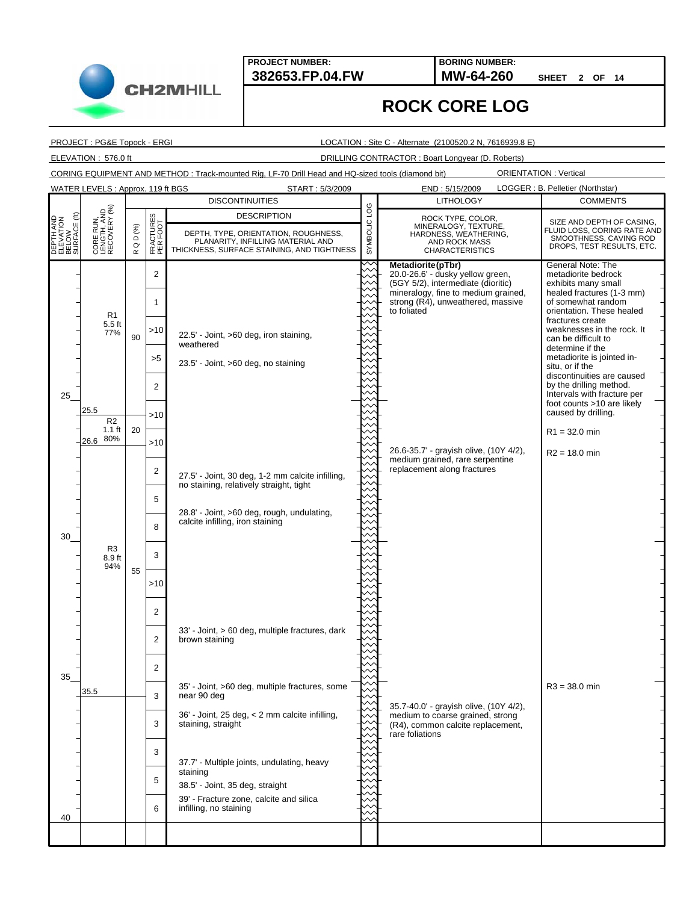**PROJECT NUMBER:** 382653.FP.04.FW

**BORING NUMBER:** MW-64-260

SHEET 2 OF 14

# ROCK CORE LOG

PROJECT : PG&E Topock - ERGI

LOCATION : Site C - Alternate (2100520.2 N, 7616939.8 E)

ELEVATION : 576.0 ft

DRILLING CONTRACTOR : Boart Longyear (D. Roberts)

CORING EQUIPMENT AND METHOD : Track-mounted Rig, LF-70 Drill Head and HQ-sized tools (diamond bit)

ORIENTATION : Vertical

WATER LEVELS : Approx. 119 ft BGS

START : 5/3/2009

END : 5/15/2009

LOGGER : B. Pelletier (Northstar)

| DEPTH AND ELEVATION BELOW SURFACE (ft) | CORE RUN, LENGTH, AND RECOVERY (%) | R Q D (%) | FRACTURES PER FOOT | DISCONTINUITIES DESCRIPTION: DEPTH, TYPE, ORIENTATION, ROUGHNESS, PLANARITY, INFILLING MATERIAL AND THICKNESS, SURFACE STAINING, AND TIGHTNESS | LITHOLOGY: ROCK TYPE, COLOR, MINERALOGY, TEXTURE, HARDNESS, WEATHERING, AND ROCK MASS CHARACTERISTICS | COMMENTS: SIZE AND DEPTH OF CASING, FLUID LOSS, CORING RATE AND SMOOTHNESS, CAVING ROD DROPS, TEST RESULTS, ETC. |
|---|---|---|---|---|---|---|
| | R1 5.5 ft 77% | 90 | 2 | | **Metadiorite (pTbr)** 20.0-26.6' - dusky yellow green, (5GY 5/2), intermediate (dioritic) mineralogy, fine to medium grained, strong (R4), unweathered, massive to foliated | General Note: The metadiorite bedrock exhibits many small healed fractures (1-3 mm) of somewhat random orientation. These healed fractures create weaknesses in the rock. It can be difficult to determine if the metadiorite is jointed in-situ, or if the discontinuities are caused by the drilling method. Intervals with fracture per foot counts >10 are likely caused by drilling. |
| | | | 1 | | | |
| | | | >10 | 22.5' - Joint, >60 deg, iron staining, weathered | | |
| | | | >5 | 23.5' - Joint, >60 deg, no staining | | |
| 25 | | | 2 | | | |
| | 25.5 R2 1.1 ft 80% | 20 | >10 | | | R1 = 32.0 min |
| | 26.6 | | >10 | | 26.6-35.7' - grayish olive, (10Y 4/2), medium grained, rare serpentine replacement along fractures | R2 = 18.0 min |
| | R3 8.9 ft 94% | 55 | 2 | 27.5' - Joint, 30 deg, 1-2 mm calcite infilling, no staining, relatively straight, tight | | |
| | | | 5 | 28.8' - Joint, >60 deg, rough, undulating, calcite infilling, iron staining | | |
| | | | 8 | | | |
| 30 | | | 3 | | | |
| | | | >10 | | | |
| | | | 2 | | | |
| | | | 2 | 33' - Joint, > 60 deg, multiple fractures, dark brown staining | | |
| | | | 2 | | | |
| 35 | 35.5 | | 3 | 35' - Joint, >60 deg, multiple fractures, some near 90 deg | | R3 = 38.0 min |
| | | | 3 | 36' - Joint, 25 deg, < 2 mm calcite infilling, staining, straight | 35.7-40.0' - grayish olive, (10Y 4/2), medium to coarse grained, strong (R4), common calcite replacement, rare foliations | |
| | | | 3 | 37.7' - Multiple joints, undulating, heavy staining | | |
| | | | 5 | 38.5' - Joint, 35 deg, straight | | |
| 40 | | | 6 | 39' - Fracture zone, calcite and silica infilling, no staining | | |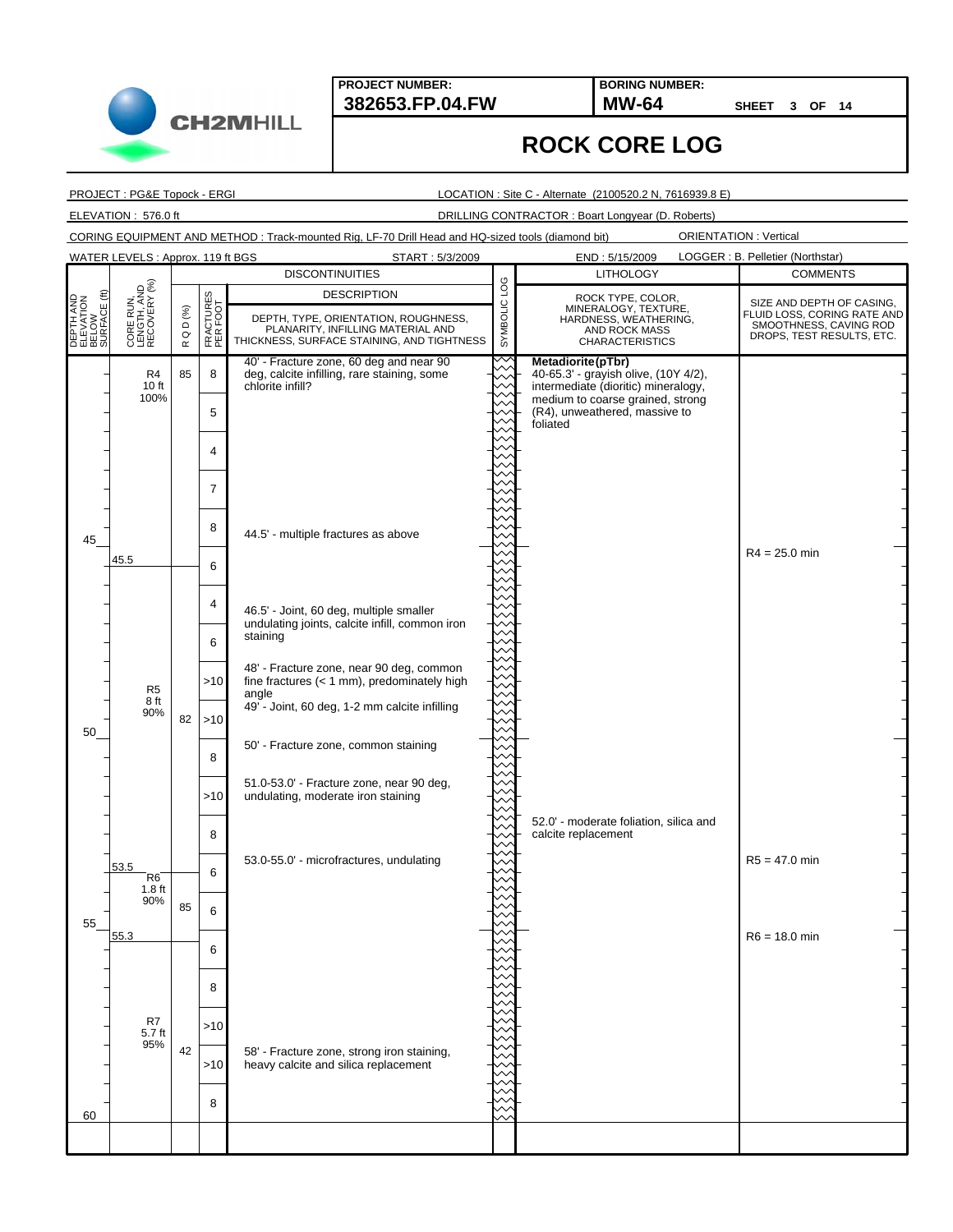**PROJECT NUMBER:** 382653.FP.04.FW

**BORING NUMBER:** MW-64

**SHEET 3 OF 14**

# ROCK CORE LOG

PROJECT : PG&E Topock - ERGI

LOCATION : Site C - Alternate (2100520.2 N, 7616939.8 E)

ELEVATION : 576.0 ft

DRILLING CONTRACTOR : Boart Longyear (D. Roberts)

CORING EQUIPMENT AND METHOD : Track-mounted Rig, LF-70 Drill Head and HQ-sized tools (diamond bit)

ORIENTATION : Vertical

WATER LEVELS : Approx. 119 ft BGS

START : 5/3/2009

END : 5/15/2009

LOGGER : B. Pelletier (Northstar)

| DEPTH AND ELEVATION BELOW SURFACE (ft) | CORE RUN, LENGTH, AND RECOVERY (%) | RQD (%) | FRACTURES PER FOOT | DISCONTINUITIES DESCRIPTION: DEPTH, TYPE, ORIENTATION, ROUGHNESS, PLANARITY, INFILLING MATERIAL AND THICKNESS, SURFACE STAINING, AND TIGHTNESS | SYMBOLIC LOG | LITHOLOGY: ROCK TYPE, COLOR, MINERALOGY, TEXTURE, HARDNESS, WEATHERING, AND ROCK MASS CHARACTERISTICS | COMMENTS: SIZE AND DEPTH OF CASING, FLUID LOSS, CORING RATE AND SMOOTHNESS, CAVING ROD DROPS, TEST RESULTS, ETC. |
|---|---|---|---|---|---|---|---|
| | R4 10 ft 100% | 85 | 8 | 40' - Fracture zone, 60 deg and near 90 deg, calcite infilling, rare staining, some chlorite infill? | | **Metadiorite (pTbr)** 40-65.3' - grayish olive, (10Y 4/2), intermediate (dioritic) mineralogy, medium to coarse grained, strong (R4), unweathered, massive to foliated | |
| | | | 5 | | | | |
| | | | 4 | | | | |
| | | | 7 | | | | |
| 45 | | | 8 | 44.5' - multiple fractures as above | | | R4 = 25.0 min |
| | 45.5 | | 6 | | | | |
| | R5 8 ft 90% | 82 | 4 | 46.5' - Joint, 60 deg, multiple smaller undulating joints, calcite infill, common iron staining | | | |
| | | | 6 | | | | |
| | | | >10 | 48' - Fracture zone, near 90 deg, common fine fractures (< 1 mm), predominately high angle | | | |
| 50 | | | >10 | 49' - Joint, 60 deg, 1-2 mm calcite infilling | | | |
| | | | 8 | 50' - Fracture zone, common staining | | | |
| | | | >10 | 51.0-53.0' - Fracture zone, near 90 deg, undulating, moderate iron staining | | | |
| | | | 8 | | | 52.0' - moderate foliation, silica and calcite replacement | |
| | 53.5 | | 6 | 53.0-55.0' - microfractures, undulating | | | R5 = 47.0 min |
| 55 | R6 1.8 ft 90% | 85 | 6 | | | | |
| | 55.3 | | 6 | | | | R6 = 18.0 min |
| | R7 5.7 ft 95% | 42 | 8 | | | | |
| | | | >10 | | | | |
| | | | >10 | 58' - Fracture zone, strong iron staining, heavy calcite and silica replacement | | | |
| 60 | | | 8 | | | | |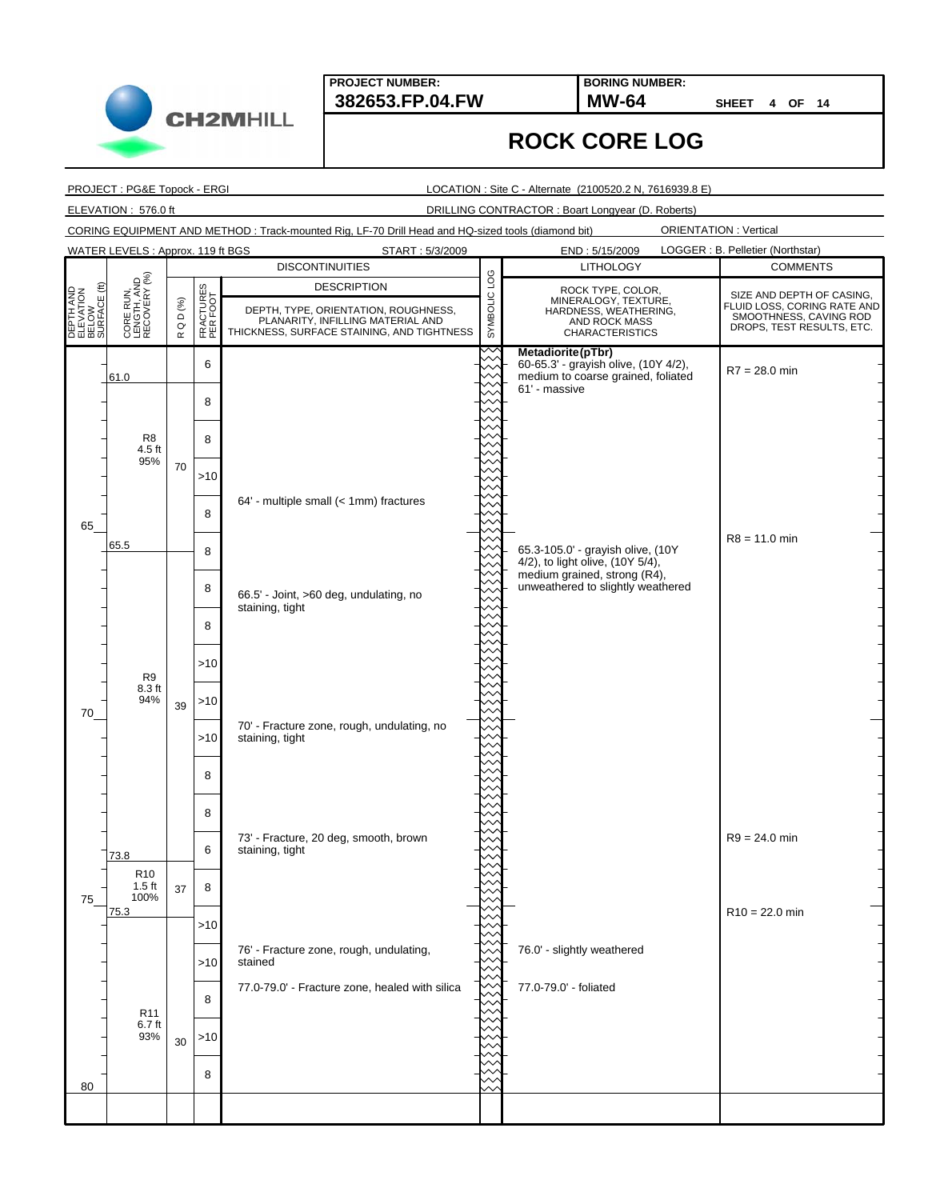**PROJECT NUMBER:** 382653.FP.04.FW

**BORING NUMBER:** MW-64

SHEET 4 OF 14

# ROCK CORE LOG

PROJECT : PG&E Topock - ERGI

LOCATION : Site C - Alternate (2100520.2 N, 7616939.8 E)

ELEVATION : 576.0 ft

DRILLING CONTRACTOR : Boart Longyear (D. Roberts)

CORING EQUIPMENT AND METHOD : Track-mounted Rig, LF-70 Drill Head and HQ-sized tools (diamond bit)

ORIENTATION : Vertical

WATER LEVELS : Approx. 119 ft BGS

START : 5/3/2009

END : 5/15/2009

LOGGER : B. Pelletier (Northstar)

| DEPTH AND ELEVATION BELOW SURFACE (ft) | CORE RUN, LENGTH, AND RECOVERY (%) | R Q D (%) | FRACTURES PER FOOT | DISCONTINUITIES – DESCRIPTION: DEPTH, TYPE, ORIENTATION, ROUGHNESS, PLANARITY, INFILLING MATERIAL AND THICKNESS, SURFACE STAINING, AND TIGHTNESS | SYMBOLIC LOG | LITHOLOGY – ROCK TYPE, COLOR, MINERALOGY, TEXTURE, HARDNESS, WEATHERING, AND ROCK MASS CHARACTERISTICS | COMMENTS – SIZE AND DEPTH OF CASING, FLUID LOSS, CORING RATE AND SMOOTHNESS, CAVING ROD DROPS, TEST RESULTS, ETC. |
|---|---|---|---|---|---|---|---|
| | 61.0 | | 6 | | | **Metadiorite (pTbr)** 60-65.3' - grayish olive, (10Y 4/2), medium to coarse grained, foliated; 61' - massive | R7 = 28.0 min |
| | | | 8 | | | | |
| | R8 4.5 ft 95% | 70 | 8 | | | | |
| | | | >10 | | | | |
| | | | 8 | 64' - multiple small (< 1mm) fractures | | | |
| 65 | 65.5 | | 8 | | | 65.3-105.0' - grayish olive, (10Y 4/2), to light olive, (10Y 5/4), medium grained, strong (R4), unweathered to slightly weathered | R8 = 11.0 min |
| | | | 8 | 66.5' - Joint, >60 deg, undulating, no staining, tight | | | |
| | | | 8 | | | | |
| | | | >10 | | | | |
| | R9 8.3 ft 94% | 39 | >10 | | | | |
| 70 | | | >10 | 70' - Fracture zone, rough, undulating, no staining, tight | | | |
| | | | 8 | | | | |
| | | | 8 | | | | |
| | 73.8 | | 6 | 73' - Fracture, 20 deg, smooth, brown staining, tight | | | R9 = 24.0 min |
| | R10 1.5 ft 100% | 37 | 8 | | | | |
| 75 | 75.3 | | >10 | | | | R10 = 22.0 min |
| | | | >10 | 76' - Fracture zone, rough, undulating, stained | | 76.0' - slightly weathered | |
| | | | 8 | 77.0-79.0' - Fracture zone, healed with silica | | 77.0-79.0' - foliated | |
| | R11 6.7 ft 93% | 30 | >10 | | | | |
| | | | 8 | | | | |
| 80 | | | | | | | |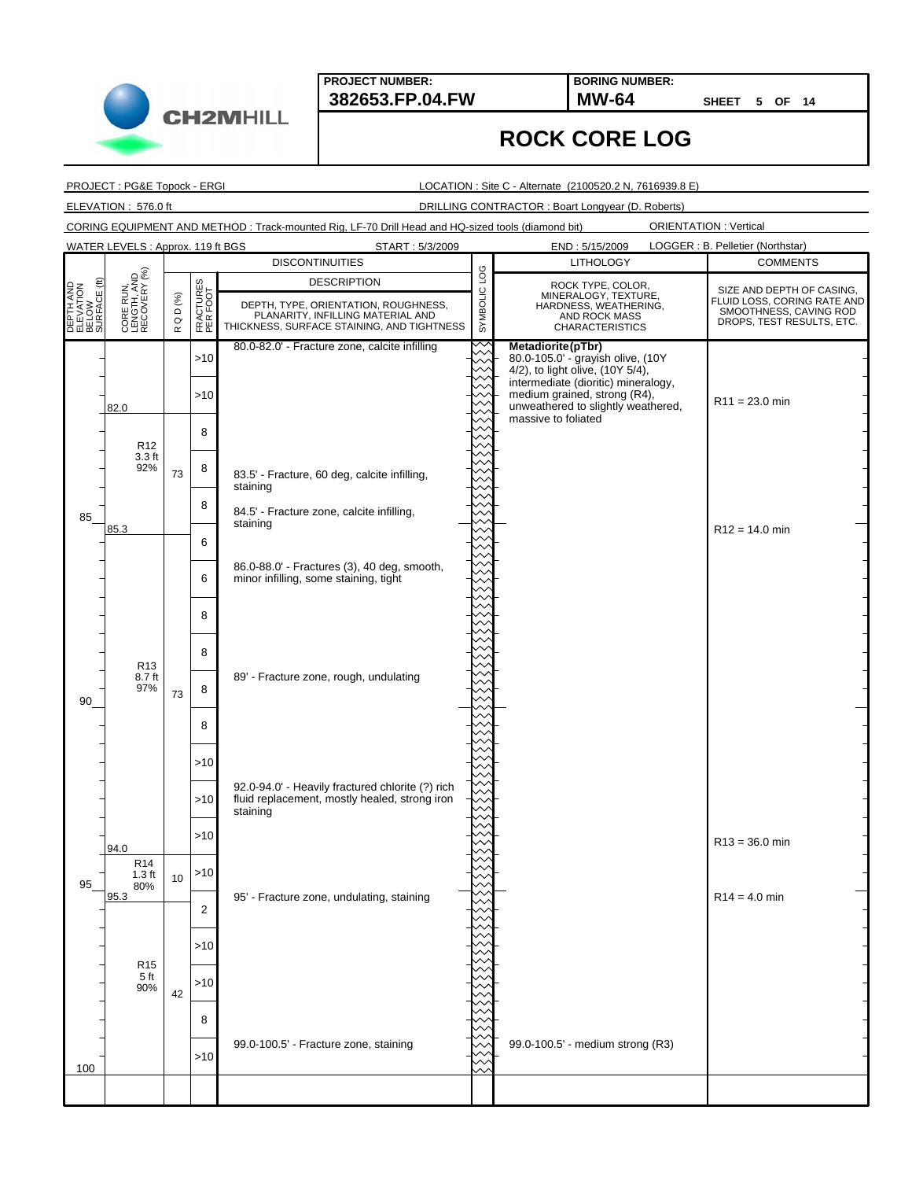**PROJECT NUMBER:** 382653.FP.04.FW

**BORING NUMBER:** MW-64

SHEET 5 OF 14

# ROCK CORE LOG

PROJECT : PG&E Topock - ERGI

LOCATION : Site C - Alternate (2100520.2 N, 7616939.8 E)

ELEVATION : 576.0 ft

DRILLING CONTRACTOR : Boart Longyear (D. Roberts)

CORING EQUIPMENT AND METHOD : Track-mounted Rig, LF-70 Drill Head and HQ-sized tools (diamond bit)

ORIENTATION : Vertical

WATER LEVELS : Approx. 119 ft BGS

START : 5/3/2009

END : 5/15/2009

LOGGER : B. Pelletier (Northstar)

| DEPTH AND ELEVATION BELOW SURFACE (ft) | CORE RUN, LENGTH, AND RECOVERY (%) | R Q D (%) | FRACTURES PER FOOT | DISCONTINUITIES – DESCRIPTION: DEPTH, TYPE, ORIENTATION, ROUGHNESS, PLANARITY, INFILLING MATERIAL AND THICKNESS, SURFACE STAINING, AND TIGHTNESS | LITHOLOGY – ROCK TYPE, COLOR, MINERALOGY, TEXTURE, HARDNESS, WEATHERING, AND ROCK MASS CHARACTERISTICS | COMMENTS – SIZE AND DEPTH OF CASING, FLUID LOSS, CORING RATE AND SMOOTHNESS, CAVING ROD DROPS, TEST RESULTS, ETC. |
|---|---|---|---|---|---|---|
| | | | >10 | 80.0-82.0' - Fracture zone, calcite infilling | **Metadiorite (pTbr)** 80.0-105.0' - grayish olive, (10Y 4/2), to light olive, (10Y 5/4), intermediate (dioritic) mineralogy, medium grained, strong (R4), unweathered to slightly weathered, massive to foliated | |
| | 82.0 | | >10 | | | R11 = 23.0 min |
| | R12 3.3 ft 92% | 73 | 8 | | | |
| | | | 8 | 83.5' - Fracture, 60 deg, calcite infilling, staining | | |
| 85 | 85.3 | | 8 | 84.5' - Fracture zone, calcite infilling, staining | | R12 = 14.0 min |
| | R13 8.7 ft 97% | 73 | 6 | | | |
| | | | 6 | 86.0-88.0' - Fractures (3), 40 deg, smooth, minor infilling, some staining, tight | | |
| | | | 8 | | | |
| | | | 8 | | | |
| 90 | | | 8 | 89' - Fracture zone, rough, undulating | | |
| | | | 8 | | | |
| | | | >10 | | | |
| | | | >10 | 92.0-94.0' - Heavily fractured chlorite (?) rich fluid replacement, mostly healed, strong iron staining | | |
| | 94.0 | | >10 | | | R13 = 36.0 min |
| 95 | R14 1.3 ft 80% | 10 | >10 | | | |
| | 95.3 | | 2 | 95' - Fracture zone, undulating, staining | | R14 = 4.0 min |
| | R15 5 ft 90% | 42 | >10 | | | |
| | | | >10 | | | |
| | | | 8 | | | |
| 100 | | | >10 | 99.0-100.5' - Fracture zone, staining | 99.0-100.5' - medium strong (R3) | |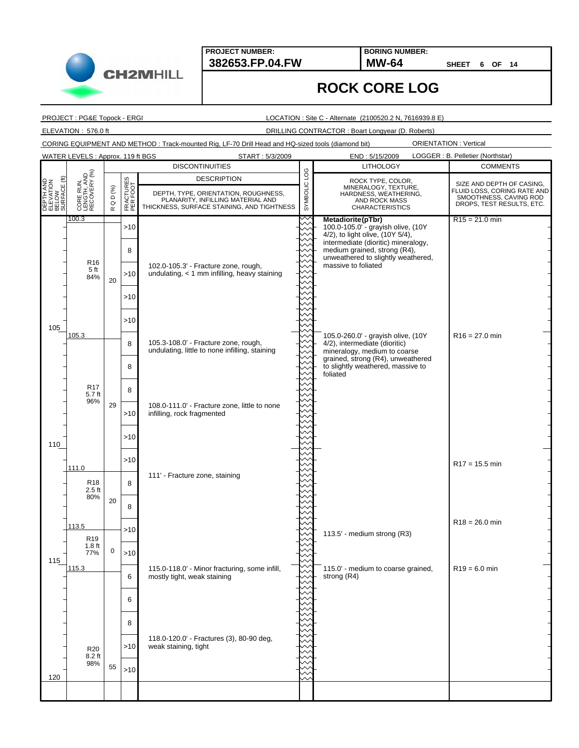**PROJECT NUMBER:** 382653.FP.04.FW

**BORING NUMBER:** MW-64

SHEET 6 OF 14

# ROCK CORE LOG

PROJECT : PG&E Topock - ERGI

LOCATION : Site C - Alternate (2100520.2 N, 7616939.8 E)

ELEVATION : 576.0 ft

DRILLING CONTRACTOR : Boart Longyear (D. Roberts)

CORING EQUIPMENT AND METHOD : Track-mounted Rig, LF-70 Drill Head and HQ-sized tools (diamond bit)

ORIENTATION : Vertical

WATER LEVELS : Approx. 119 ft BGS

START : 5/3/2009

END : 5/15/2009

LOGGER : B. Pelletier (Northstar)

| DEPTH AND ELEVATION BELOW SURFACE (ft) | CORE RUN, LENGTH, AND RECOVERY (%) | RQD (%) | FRACTURES PER FOOT | DISCONTINUITIES DESCRIPTION: DEPTH, TYPE, ORIENTATION, ROUGHNESS, PLANARITY, INFILLING MATERIAL AND THICKNESS, SURFACE STAINING, AND TIGHTNESS | LITHOLOGY: ROCK TYPE, COLOR, MINERALOGY, TEXTURE, HARDNESS, WEATHERING, AND ROCK MASS CHARACTERISTICS | COMMENTS: SIZE AND DEPTH OF CASING, FLUID LOSS, CORING RATE AND SMOOTHNESS, CAVING ROD DROPS, TEST RESULTS, ETC. |
|---|---|---|---|---|---|---|
| | 100.3 | | >10 | | **Metadiorite (pTbr)** 100.0-105.0' - grayish olive, (10Y 4/2), to light olive, (10Y 5/4), intermediate (dioritic) mineralogy, medium grained, strong (R4), unweathered to slightly weathered, massive to foliated | R15 = 21.0 min |
| | | | 8 | | | |
| | R16 5 ft 84% | 20 | >10 | 102.0-105.3' - Fracture zone, rough, undulating, < 1 mm infilling, heavy staining | | |
| | | | >10 | | | |
| 105 | | | >10 | | | |
| | 105.3 | | 8 | 105.3-108.0' - Fracture zone, rough, undulating, little to none infilling, staining | 105.0-260.0' - grayish olive, (10Y 4/2), intermediate (dioritic) mineralogy, medium to coarse grained, strong (R4), unweathered to slightly weathered, massive to foliated | R16 = 27.0 min |
| | | | 8 | | | |
| | R17 5.7 ft 96% | 29 | 8 | | | |
| | | | >10 | 108.0-111.0' - Fracture zone, little to none infilling, rock fragmented | | |
| 110 | | | >10 | | | |
| | 111.0 | | >10 | | | R17 = 15.5 min |
| | R18 2.5 ft 80% | 20 | 8 | 111' - Fracture zone, staining | | |
| | | | 8 | | | |
| | 113.5 | | >10 | | 113.5' - medium strong (R3) | R18 = 26.0 min |
| | R19 1.8 ft 77% | 0 | >10 | | | |
| 115 | 115.3 | | 6 | 115.0-118.0' - Minor fracturing, some infill, mostly tight, weak staining | 115.0' - medium to coarse grained, strong (R4) | R19 = 6.0 min |
| | | | 6 | | | |
| | | | 8 | | | |
| | R20 8.2 ft 98% | 55 | >10 | 118.0-120.0' - Fractures (3), 80-90 deg, weak staining, tight | | |
| 120 | | | >10 | | | |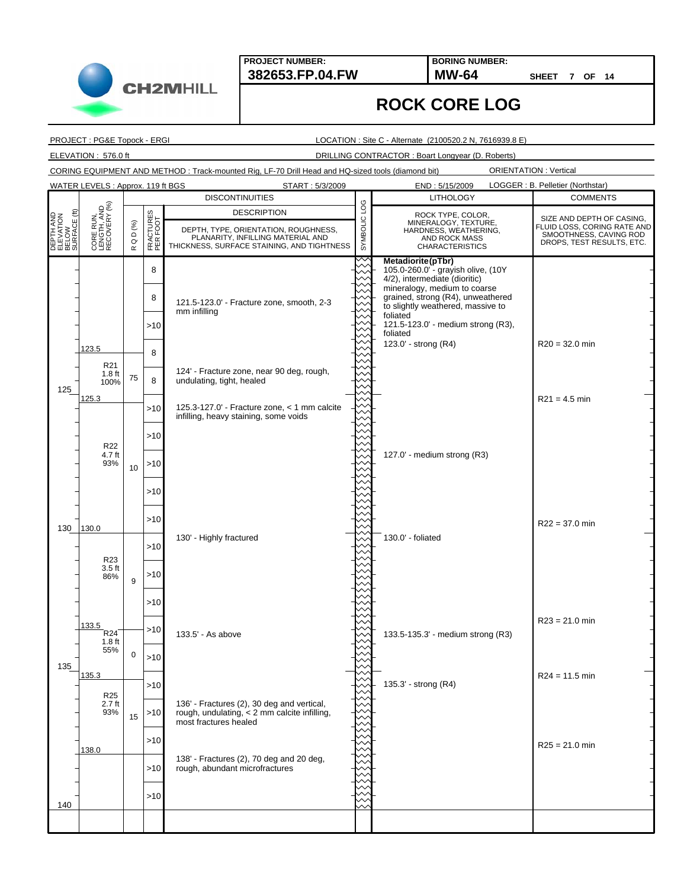**PROJECT NUMBER:** 382653.FP.04.FW

**BORING NUMBER:** MW-64

SHEET 7 OF 14

# ROCK CORE LOG

PROJECT : PG&E Topock - ERGI

LOCATION : Site C - Alternate (2100520.2 N, 7616939.8 E)

ELEVATION : 576.0 ft

DRILLING CONTRACTOR : Boart Longyear (D. Roberts)

CORING EQUIPMENT AND METHOD : Track-mounted Rig, LF-70 Drill Head and HQ-sized tools (diamond bit)

ORIENTATION : Vertical

WATER LEVELS : Approx. 119 ft BGS

START : 5/3/2009

END : 5/15/2009

LOGGER : B. Pelletier (Northstar)

| DEPTH AND ELEVATION BELOW SURFACE (ft) | CORE RUN, LENGTH, AND RECOVERY (%) | RQD (%) | FRACTURES PER FOOT | DISCONTINUITIES DESCRIPTION: DEPTH, TYPE, ORIENTATION, ROUGHNESS, PLANARITY, INFILLING MATERIAL AND THICKNESS, SURFACE STAINING, AND TIGHTNESS | LITHOLOGY: ROCK TYPE, COLOR, MINERALOGY, TEXTURE, HARDNESS, WEATHERING, AND ROCK MASS CHARACTERISTICS | COMMENTS: SIZE AND DEPTH OF CASING, FLUID LOSS, CORING RATE AND SMOOTHNESS, CAVING ROD DROPS, TEST RESULTS, ETC. |
|---|---|---|---|---|---|---|
| | | | 8 | | **Metadiorite (pTbr)** 105.0-260.0' - grayish olive, (10Y 4/2), intermediate (dioritic) mineralogy, medium to coarse grained, strong (R4), unweathered to slightly weathered, massive to foliated | |
| | | | 8 | 121.5-123.0' - Fracture zone, smooth, 2-3 mm infilling | 121.5-123.0' - medium strong (R3), foliated | |
| | | | >10 | | 123.0' - strong (R4) | R20 = 32.0 min |
| | 123.5 | | 8 | | | |
| | R21 1.8 ft 100% | 75 | 8 | 124' - Fracture zone, near 90 deg, rough, undulating, tight, healed | | |
| 125 | 125.3 | | | | | R21 = 4.5 min |
| | | | >10 | 125.3-127.0' - Fracture zone, < 1 mm calcite infilling, heavy staining, some voids | | |
| | | | >10 | | | |
| | R22 4.7 ft 93% | 10 | >10 | | 127.0' - medium strong (R3) | |
| | | | >10 | | | |
| | | | >10 | | | R22 = 37.0 min |
| 130 | 130.0 | | | | | |
| | | | >10 | 130' - Highly fractured | 130.0' - foliated | |
| | R23 3.5 ft 86% | 9 | >10 | | | |
| | | | >10 | | | R23 = 21.0 min |
| | 133.5 | | >10 | 133.5' - As above | 133.5-135.3' - medium strong (R3) | |
| | R24 1.8 ft 55% | 0 | >10 | | | |
| 135 | 135.3 | | | | | R24 = 11.5 min |
| | | | >10 | | 135.3' - strong (R4) | |
| | R25 2.7 ft 93% | 15 | >10 | 136' - Fractures (2), 30 deg and vertical, rough, undulating, < 2 mm calcite infilling, most fractures healed | | |
| | | | >10 | | | R25 = 21.0 min |
| | 138.0 | | | | | |
| | | | >10 | 138' - Fractures (2), 70 deg and 20 deg, rough, abundant microfractures | | |
| | | | >10 | | | |
| 140 | | | | | | |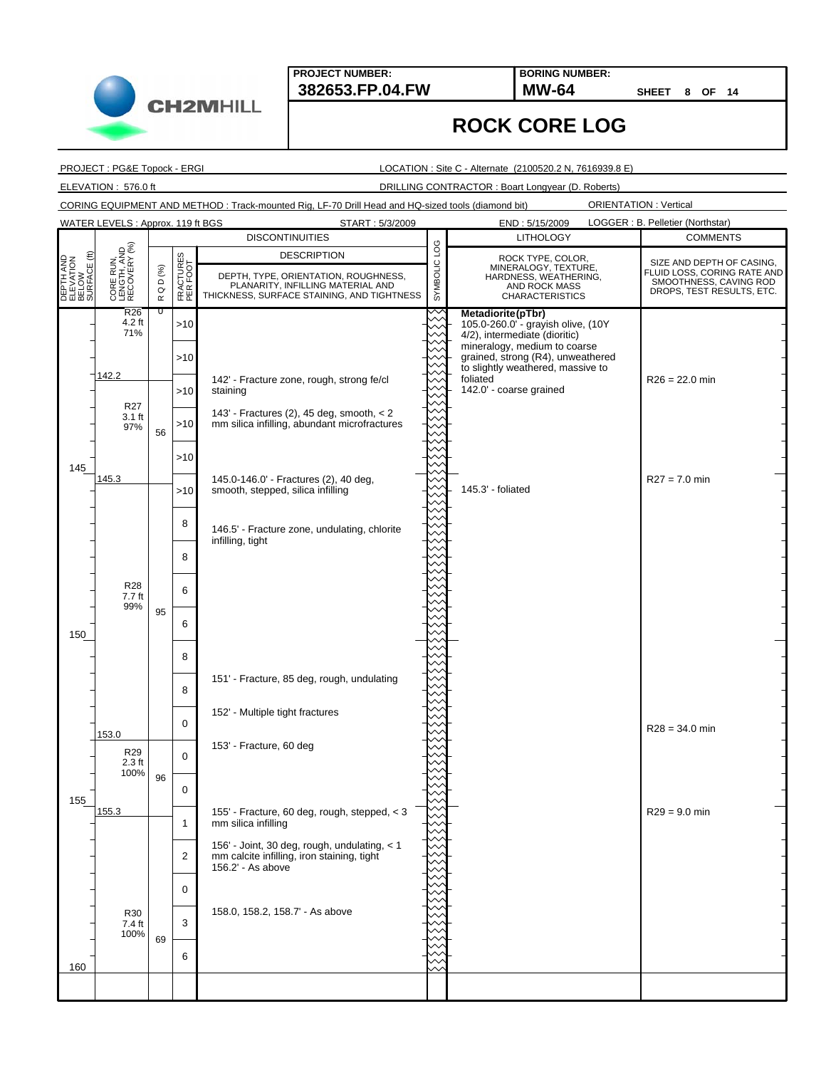**PROJECT NUMBER:** 382653.FP.04.FW

**BORING NUMBER:** MW-64

SHEET 8 OF 14

# ROCK CORE LOG

PROJECT : PG&E Topock - ERGI

LOCATION : Site C - Alternate (2100520.2 N, 7616939.8 E)

ELEVATION : 576.0 ft

DRILLING CONTRACTOR : Boart Longyear (D. Roberts)

CORING EQUIPMENT AND METHOD : Track-mounted Rig, LF-70 Drill Head and HQ-sized tools (diamond bit)

ORIENTATION : Vertical

WATER LEVELS : Approx. 119 ft BGS

START : 5/3/2009

END : 5/15/2009

LOGGER : B. Pelletier (Northstar)

| DEPTH AND ELEVATION BELOW SURFACE (ft) | CORE RUN, LENGTH, AND RECOVERY (%) | R Q D (%) | FRACTURES PER FOOT | DISCONTINUITIES DESCRIPTION: DEPTH, TYPE, ORIENTATION, ROUGHNESS, PLANARITY, INFILLING MATERIAL AND THICKNESS, SURFACE STAINING, AND TIGHTNESS | LITHOLOGY: ROCK TYPE, COLOR, MINERALOGY, TEXTURE, HARDNESS, WEATHERING, AND ROCK MASS CHARACTERISTICS | COMMENTS: SIZE AND DEPTH OF CASING, FLUID LOSS, CORING RATE AND SMOOTHNESS, CAVING ROD DROPS, TEST RESULTS, ETC. |
|---|---|---|---|---|---|---|
| | R26 4.2 ft 71% | 0 | >10 | | **Metadiorite (pTbr)** 105.0-260.0' - grayish olive, (10Y 4/2), intermediate (dioritic) mineralogy, medium to coarse grained, strong (R4), unweathered to slightly weathered, massive to foliated | |
| | | | >10 | | | |
| | 142.2 | | >10 | 142' - Fracture zone, rough, strong fe/cl staining | 142.0' - coarse grained | R26 = 22.0 min |
| | R27 3.1 ft 97% | 56 | >10 | 143' - Fractures (2), 45 deg, smooth, < 2 mm silica infilling, abundant microfractures | | |
| 145 | | | >10 | | | |
| | 145.3 | | >10 | 145.0-146.0' - Fractures (2), 40 deg, smooth, stepped, silica infilling | 145.3' - foliated | R27 = 7.0 min |
| | | | 8 | 146.5' - Fracture zone, undulating, chlorite infilling, tight | | |
| | | | 8 | | | |
| | R28 7.7 ft 99% | 95 | 6 | | | |
| 150 | | | 6 | | | |
| | | | 8 | | | |
| | | | 8 | 151' - Fracture, 85 deg, rough, undulating | | |
| | | | 0 | 152' - Multiple tight fractures | | |
| | 153.0 | | | | | R28 = 34.0 min |
| | R29 2.3 ft 100% | 96 | 0 | 153' - Fracture, 60 deg | | |
| 155 | | | 0 | | | |
| | 155.3 | | 1 | 155' - Fracture, 60 deg, rough, stepped, < 3 mm silica infilling | | R29 = 9.0 min |
| | | | 2 | 156' - Joint, 30 deg, rough, undulating, < 1 mm calcite infilling, iron staining, tight<br>156.2' - As above | | |
| | | | 0 | | | |
| | R30 7.4 ft 100% | 69 | 3 | 158.0, 158.2, 158.7' - As above | | |
| 160 | | | 6 | | | |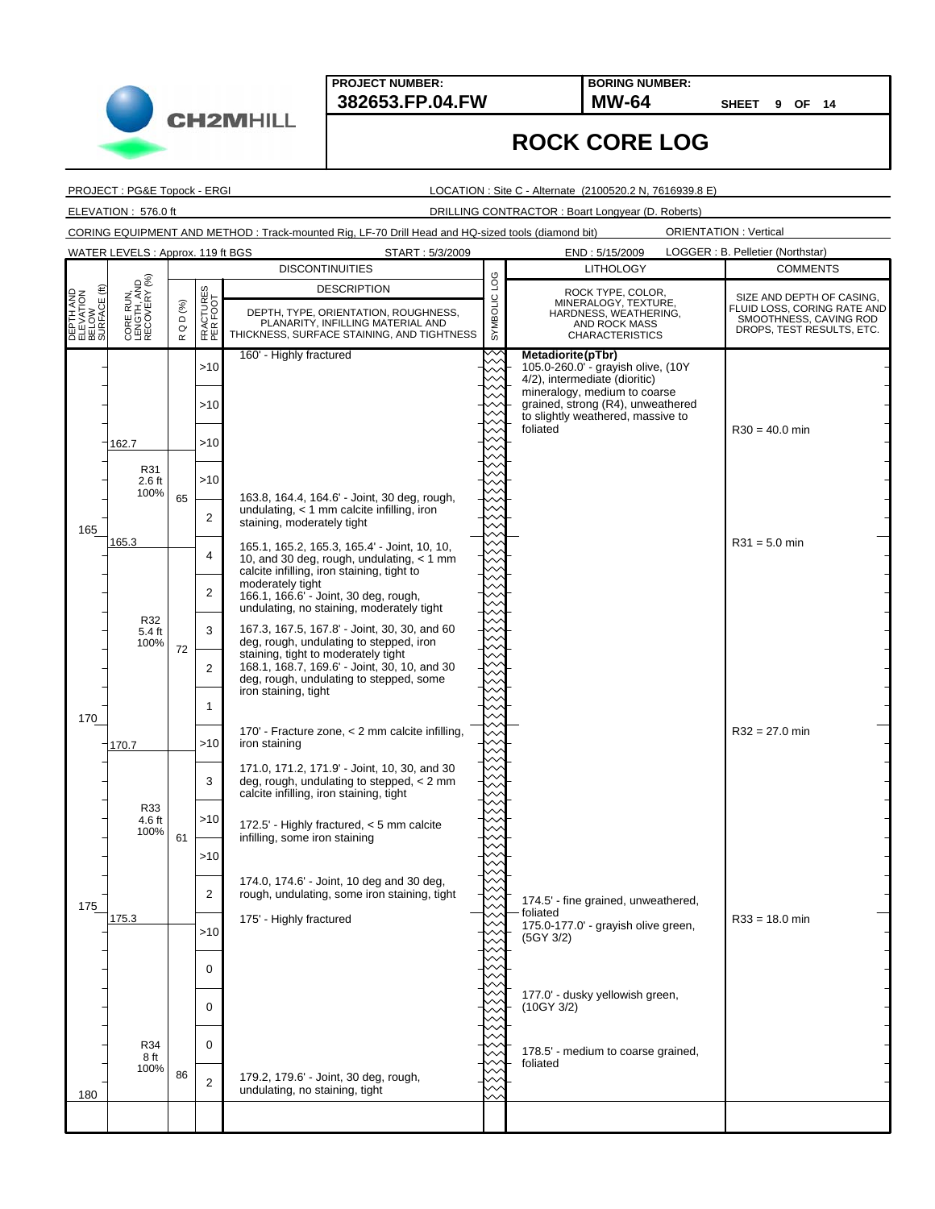**PROJECT NUMBER:** 382653.FP.04.FW

**BORING NUMBER:** MW-64

SHEET 9 OF 14

# ROCK CORE LOG

PROJECT : PG&E Topock - ERGI

LOCATION : Site C - Alternate (2100520.2 N, 7616939.8 E)

ELEVATION : 576.0 ft

DRILLING CONTRACTOR : Boart Longyear (D. Roberts)

CORING EQUIPMENT AND METHOD : Track-mounted Rig, LF-70 Drill Head and HQ-sized tools (diamond bit)

ORIENTATION : Vertical

WATER LEVELS : Approx. 119 ft BGS

START : 5/3/2009

END : 5/15/2009

LOGGER : B. Pelletier (Northstar)

| DEPTH AND ELEVATION BELOW SURFACE (ft) | CORE RUN, LENGTH, AND RECOVERY (%) | R Q D (%) | FRACTURES PER FOOT | DISCONTINUITIES DESCRIPTION: DEPTH, TYPE, ORIENTATION, ROUGHNESS, PLANARITY, INFILLING MATERIAL AND THICKNESS, SURFACE STAINING, AND TIGHTNESS | LITHOLOGY: ROCK TYPE, COLOR, MINERALOGY, TEXTURE, HARDNESS, WEATHERING, AND ROCK MASS CHARACTERISTICS | COMMENTS: SIZE AND DEPTH OF CASING, FLUID LOSS, CORING RATE AND SMOOTHNESS, CAVING ROD DROPS, TEST RESULTS, ETC. |
|---|---|---|---|---|---|---|
| | | | >10 | 160' - Highly fractured | **Metadiorite (pTbr)** 105.0-260.0' - grayish olive, (10Y 4/2), intermediate (dioritic) mineralogy, medium to coarse grained, strong (R4), unweathered to slightly weathered, massive to foliated | |
| | | | >10 | | | |
| | 162.7 | | >10 | | | R30 = 40.0 min |
| | R31 2.6 ft 100% | 65 | >10 | 163.8, 164.4, 164.6' - Joint, 30 deg, rough, undulating, < 1 mm calcite infilling, iron staining, moderately tight | | |
| | | | 2 | | | |
| 165 | 165.3 | | 4 | 165.1, 165.2, 165.3, 165.4' - Joint, 10, 10, 10, and 30 deg, rough, undulating, < 1 mm calcite infilling, iron staining, tight to moderately tight | | R31 = 5.0 min |
| | | | 2 | 166.1, 166.6' - Joint, 30 deg, rough, undulating, no staining, moderately tight | | |
| | R32 5.4 ft 100% | 72 | 3 | 167.3, 167.5, 167.8' - Joint, 30, 30, and 60 deg, rough, undulating to stepped, iron staining, tight to moderately tight | | |
| | | | 2 | 168.1, 168.7, 169.6' - Joint, 30, 10, and 30 deg, rough, undulating to stepped, some iron staining, tight | | |
| | | | 1 | | | |
| 170 | 170.7 | | >10 | 170' - Fracture zone, < 2 mm calcite infilling, iron staining | | R32 = 27.0 min |
| | | | 3 | 171.0, 171.2, 171.9' - Joint, 10, 30, and 30 deg, rough, undulating to stepped, < 2 mm calcite infilling, iron staining, tight | | |
| | R33 4.6 ft 100% | 61 | >10 | 172.5' - Highly fractured, < 5 mm calcite infilling, some iron staining | | |
| | | | >10 | | | |
| | | | 2 | 174.0, 174.6' - Joint, 10 deg and 30 deg, rough, undulating, some iron staining, tight | 174.5' - fine grained, unweathered, foliated | |
| 175 | 175.3 | | >10 | 175' - Highly fractured | 175.0-177.0' - grayish olive green, (5GY 3/2) | R33 = 18.0 min |
| | | | 0 | | | |
| | | | 0 | | 177.0' - dusky yellowish green, (10GY 3/2) | |
| | R34 8 ft 100% | 86 | 0 | | 178.5' - medium to coarse grained, foliated | |
| 180 | | | 2 | 179.2, 179.6' - Joint, 30 deg, rough, undulating, no staining, tight | | |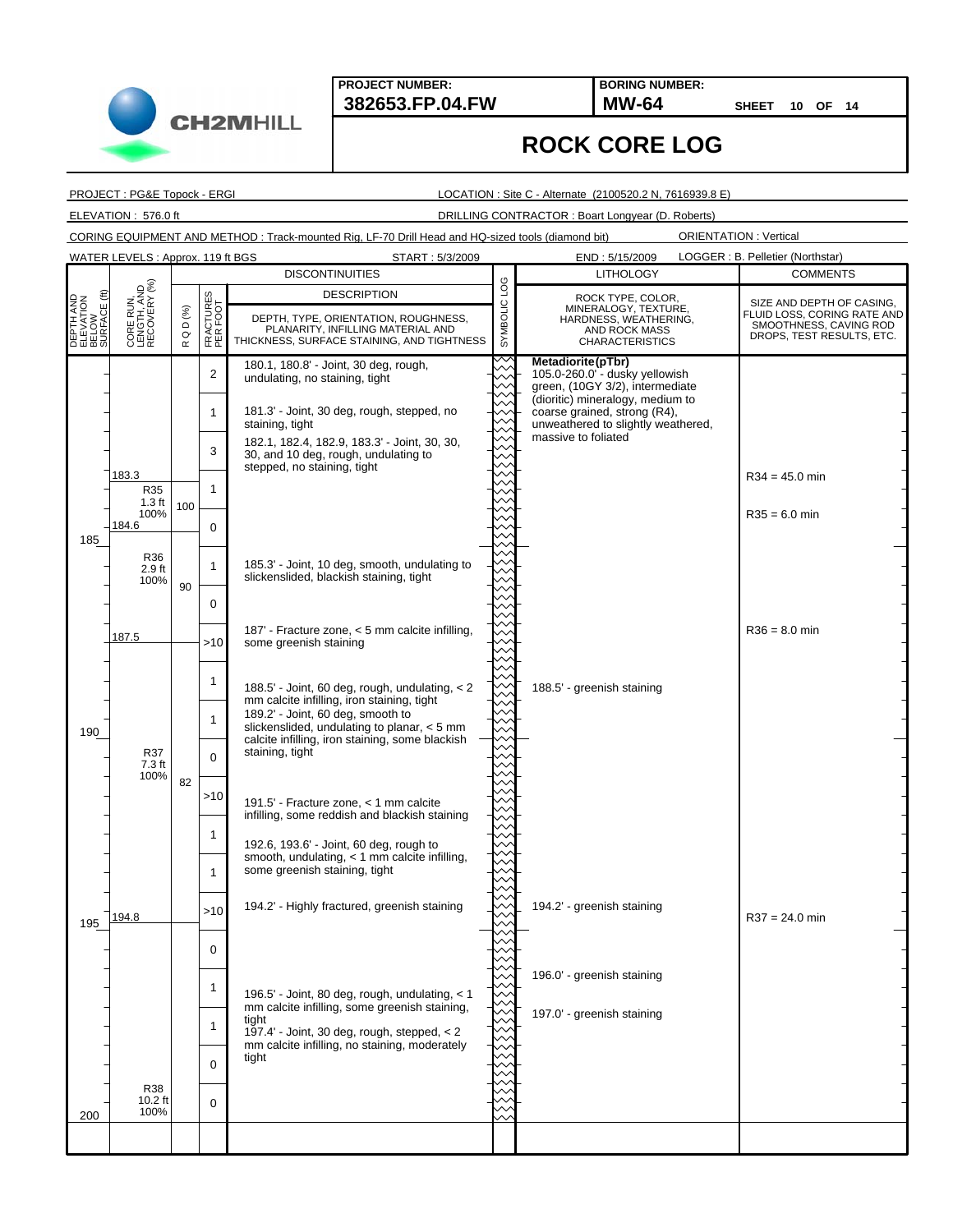**PROJECT NUMBER:** 382653.FP.04.FW

**BORING NUMBER:** MW-64

SHEET 10 OF 14

# ROCK CORE LOG

PROJECT : PG&E Topock - ERGI

LOCATION : Site C - Alternate (2100520.2 N, 7616939.8 E)

ELEVATION : 576.0 ft

DRILLING CONTRACTOR : Boart Longyear (D. Roberts)

CORING EQUIPMENT AND METHOD : Track-mounted Rig, LF-70 Drill Head and HQ-sized tools (diamond bit)

ORIENTATION : Vertical

WATER LEVELS : Approx. 119 ft BGS

START : 5/3/2009

END : 5/15/2009

LOGGER : B. Pelletier (Northstar)

| DEPTH AND ELEVATION BELOW SURFACE (ft) | CORE RUN, LENGTH, AND RECOVERY (%) | RQD (%) | FRACTURES PER FOOT | DISCONTINUITIES DESCRIPTION: DEPTH, TYPE, ORIENTATION, ROUGHNESS, PLANARITY, INFILLING MATERIAL AND THICKNESS, SURFACE STAINING, AND TIGHTNESS | SYMBOLIC LOG | LITHOLOGY: ROCK TYPE, COLOR, MINERALOGY, TEXTURE, HARDNESS, WEATHERING, AND ROCK MASS CHARACTERISTICS | COMMENTS: SIZE AND DEPTH OF CASING, FLUID LOSS, CORING RATE AND SMOOTHNESS, CASING ROD DROPS, TEST RESULTS, ETC. |
|---|---|---|---|---|---|---|---|
| | | | 2 | 180.1, 180.8' - Joint, 30 deg, rough, undulating, no staining, tight | | **Metadiorite (pTbr)** 105.0-260.0' - dusky yellowish green, (10GY 3/2), intermediate (dioritic) mineralogy, medium to coarse grained, strong (R4), unweathered to slightly weathered, massive to foliated | |
| | | | 1 | 181.3' - Joint, 30 deg, rough, stepped, no staining, tight | | | |
| | | | 3 | 182.1, 182.4, 182.9, 183.3' - Joint, 30, 30, 30, and 10 deg, rough, undulating to stepped, no staining, tight | | | |
| | 183.3 R35 1.3 ft 100% 184.6 | 100 | 1 | | | | R34 = 45.0 min |
| | | | 0 | | | | R35 = 6.0 min |
| 185 | R36 2.9 ft 100% | 90 | 1 | 185.3' - Joint, 10 deg, smooth, undulating to slickenslided, blackish staining, tight | | | |
| | | | 0 | | | | |
| | 187.5 | | >10 | 187' - Fracture zone, < 5 mm calcite infilling, some greenish staining | | | R36 = 8.0 min |
| | | | 1 | 188.5' - Joint, 60 deg, rough, undulating, < 2 mm calcite infilling, iron staining, tight | | 188.5' - greenish staining | |
| 190 | | | 1 | 189.2' - Joint, 60 deg, smooth to slickenslided, undulating to planar, < 5 mm calcite infilling, iron staining, some blackish staining, tight | | | |
| | R37 7.3 ft 100% | 82 | 0 | | | | |
| | | | >10 | 191.5' - Fracture zone, < 1 mm calcite infilling, some reddish and blackish staining | | | |
| | | | 1 | 192.6, 193.6' - Joint, 60 deg, rough to smooth, undulating, < 1 mm calcite infilling, some greenish staining, tight | | | |
| | | | 1 | | | | |
| 195 | 194.8 | | >10 | 194.2' - Highly fractured, greenish staining | | 194.2' - greenish staining | R37 = 24.0 min |
| | | | 0 | | | | |
| | | | 1 | 196.5' - Joint, 80 deg, rough, undulating, < 1 mm calcite infilling, some greenish staining, tight | | 196.0' - greenish staining | |
| | | | 1 | 197.4' - Joint, 30 deg, rough, stepped, < 2 mm calcite infilling, no staining, moderately tight | | 197.0' - greenish staining | |
| | | | 0 | | | | |
| 200 | R38 10.2 ft 100% | | 0 | | | | |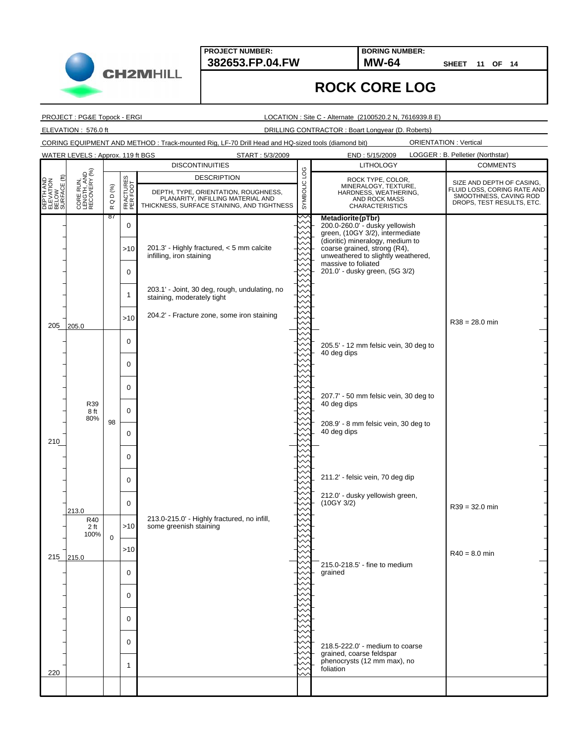**PROJECT NUMBER:** 382653.FP.04.FW

**BORING NUMBER:** MW-64

SHEET 11 OF 14

# ROCK CORE LOG

PROJECT : PG&E Topock - ERGI

LOCATION : Site C - Alternate (2100520.2 N, 7616939.8 E)

ELEVATION : 576.0 ft

DRILLING CONTRACTOR : Boart Longyear (D. Roberts)

CORING EQUIPMENT AND METHOD : Track-mounted Rig, LF-70 Drill Head and HQ-sized tools (diamond bit)

ORIENTATION : Vertical

WATER LEVELS : Approx. 119 ft BGS

START : 5/3/2009

END : 5/15/2009

LOGGER : B. Pelletier (Northstar)

| DEPTH AND ELEVATION BELOW SURFACE (ft) | CORE RUN, LENGTH, AND RECOVERY (%) | RQD (%) | FRACTURES PER FOOT | DISCONTINUITIES DESCRIPTION: DEPTH, TYPE, ORIENTATION, ROUGHNESS, PLANARITY, INFILLING MATERIAL AND THICKNESS, SURFACE STAINING, AND TIGHTNESS | SYMBOLIC LOG | LITHOLOGY: ROCK TYPE, COLOR, MINERALOGY, TEXTURE, HARDNESS, WEATHERING, AND ROCK MASS CHARACTERISTICS | COMMENTS: SIZE AND DEPTH OF CASING, FLUID LOSS, CORING RATE AND SMOOTHNESS, CAVING ROD DROPS, TEST RESULTS, ETC. |
|---|---|---|---|---|---|---|---|
| | | 87 | 0 | | | **Metadiorite (pTbr)** 200.0-260.0' - dusky yellowish green, (10GY 3/2), intermediate (dioritic) mineralogy, medium to coarse grained, strong (R4), unweathered to slightly weathered, massive to foliated | |
| | | | >10 | 201.3' - Highly fractured, < 5 mm calcite infilling, iron staining | | 201.0' - dusky green, (5G 3/2) | |
| | | | 0 | | | | |
| | | | 1 | 203.1' - Joint, 30 deg, rough, undulating, no staining, moderately tight | | | |
| 205 | 205.0 | | >10 | 204.2' - Fracture zone, some iron staining | | | R38 = 28.0 min |
| | R39 8 ft 80% | 98 | 0 | | | 205.5' - 12 mm felsic vein, 30 deg to 40 deg dips | |
| | | | 0 | | | | |
| | | | 0 | | | 207.7' - 50 mm felsic vein, 30 deg to 40 deg dips | |
| | | | 0 | | | 208.9' - 8 mm felsic vein, 30 deg to 40 deg dips | |
| 210 | | | 0 | | | | |
| | | | 0 | | | | |
| | | | 0 | | | 211.2' - felsic vein, 70 deg dip | |
| | 213.0 | | 0 | | | 212.0' - dusky yellowish green, (10GY 3/2) | R39 = 32.0 min |
| | R40 2 ft 100% | 0 | >10 | 213.0-215.0' - Highly fractured, no infill, some greenish staining | | | |
| 215 | 215.0 | | >10 | | | | R40 = 8.0 min |
| | | | 0 | | | 215.0-218.5' - fine to medium grained | |
| | | | 0 | | | | |
| | | | 0 | | | | |
| | | | 0 | | | 218.5-222.0' - medium to coarse grained, coarse feldspar phenocrysts (12 mm max), no foliation | |
| 220 | | | 1 | | | | |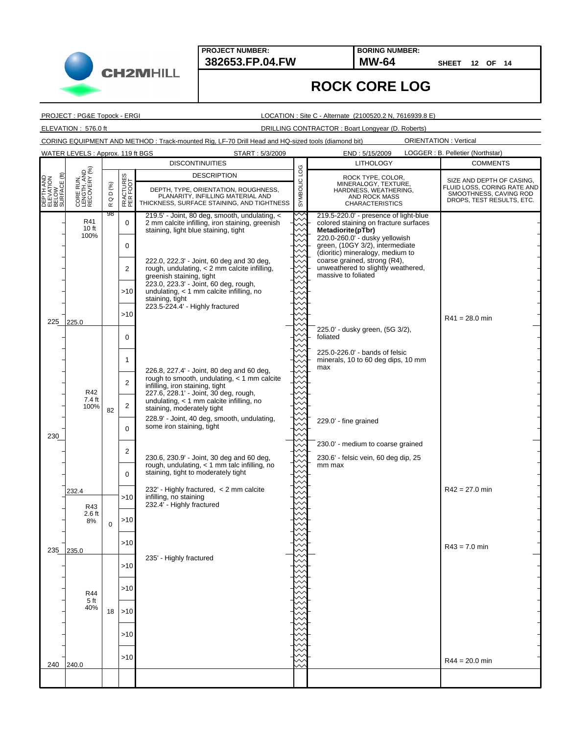**PROJECT NUMBER:** 382653.FP.04.FW

**BORING NUMBER:** MW-64

SHEET 12 OF 14

# ROCK CORE LOG

PROJECT : PG&E Topock - ERGI
LOCATION : Site C - Alternate (2100520.2 N, 7616939.8 E)

ELEVATION : 576.0 ft
DRILLING CONTRACTOR : Boart Longyear (D. Roberts)

CORING EQUIPMENT AND METHOD : Track-mounted Rig, LF-70 Drill Head and HQ-sized tools (diamond bit)
ORIENTATION : Vertical

WATER LEVELS : Approx. 119 ft BGS
START : 5/3/2009
END : 5/15/2009
LOGGER : B. Pelletier (Northstar)

| DEPTH AND ELEVATION BELOW SURFACE (ft) | CORE RUN, LENGTH, AND RECOVERY (%) | RQD (%) | FRACTURES PER FOOT | DISCONTINUITIES DESCRIPTION: DEPTH, TYPE, ORIENTATION, ROUGHNESS, PLANARITY, INFILLING MATERIAL AND THICKNESS, SURFACE STAINING, AND TIGHTNESS | LITHOLOGY: ROCK TYPE, COLOR, MINERALOGY, TEXTURE, HARDNESS, WEATHERING, AND ROCK MASS CHARACTERISTICS | COMMENTS: SIZE AND DEPTH OF CASING, FLUID LOSS, CORING RATE AND SMOOTHNESS, CAVING ROD DROPS, TEST RESULTS, ETC. |
|---|---|---|---|---|---|---|
| | R41 10 ft 100% | 98 | 0 | 219.5' - Joint, 80 deg, smooth, undulating, < 2 mm calcite infilling, iron staining, greenish staining, light blue staining, tight | 219.5-220.0' - presence of light-blue colored staining on fracture surfaces **Metadiorite (pTbr)** 220.0-260.0' - dusky yellowish green, (10GY 3/2), intermediate (dioritic) mineralogy, medium to coarse grained, strong (R4), unweathered to slightly weathered, massive to foliated | |
| | | | 0 | | | |
| | | | 2 | 222.0, 222.3' - Joint, 60 deg and 30 deg, rough, undulating, < 2 mm calcite infilling, greenish staining, tight | | |
| | | | >10 | 223.0, 223.3' - Joint, 60 deg, rough, undulating, < 1 mm calcite infilling, no staining, tight | | |
| | | | >10 | 223.5-224.4' - Highly fractured | | R41 = 28.0 min |
| 225 | 225.0 | | 0 | | 225.0' - dusky green, (5G 3/2), foliated | |
| | | | 1 | | 225.0-226.0' - bands of felsic minerals, 10 to 60 deg dips, 10 mm max | |
| | | | 2 | 226.8, 227.4' - Joint, 80 deg and 60 deg, rough to smooth, undulating, < 1 mm calcite infilling, iron staining, tight | | |
| | R42 7.4 ft 100% | 82 | 2 | 227.6, 228.1' - Joint, 30 deg, rough, undulating, < 1 mm calcite infilling, no staining, moderately tight | | |
| | | | 0 | 228.9' - Joint, 40 deg, smooth, undulating, some iron staining, tight | 229.0' - fine grained | |
| 230 | | | 2 | | 230.0' - medium to coarse grained | |
| | | | 0 | 230.6, 230.9' - Joint, 30 deg and 60 deg, rough, undulating, < 1 mm talc infilling, no staining, tight to moderately tight | 230.6' - felsic vein, 60 deg dip, 25 mm max | |
| | 232.4 | | >10 | 232' - Highly fractured, < 2 mm calcite infilling, no staining; 232.4' - Highly fractured | | R42 = 27.0 min |
| | R43 2.6 ft 8% | 0 | >10 | | | |
| | | | >10 | | | R43 = 7.0 min |
| 235 | 235.0 | | >10 | 235' - Highly fractured | | |
| | | | >10 | | | |
| | R44 5 ft 40% | 18 | >10 | | | |
| | | | >10 | | | |
| | | | >10 | | | R44 = 20.0 min |
| 240 | 240.0 | | | | | |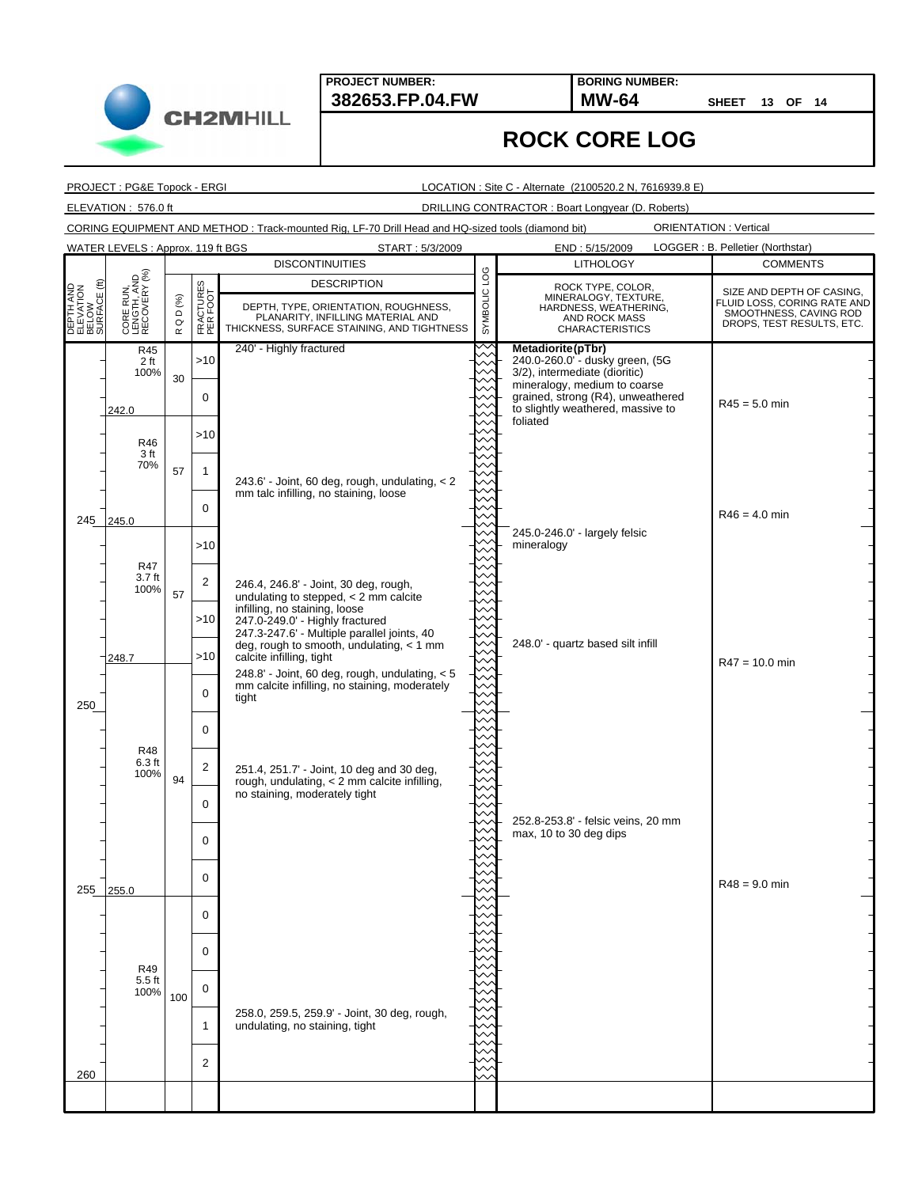**PROJECT NUMBER:** 382653.FP.04.FW

**BORING NUMBER:** MW-64

SHEET 13 OF 14

# ROCK CORE LOG

PROJECT : PG&E Topock - ERGI

LOCATION : Site C - Alternate (2100520.2 N, 7616939.8 E)

ELEVATION : 576.0 ft

DRILLING CONTRACTOR : Boart Longyear (D. Roberts)

CORING EQUIPMENT AND METHOD : Track-mounted Rig, LF-70 Drill Head and HQ-sized tools (diamond bit)

ORIENTATION : Vertical

WATER LEVELS : Approx. 119 ft BGS

START : 5/3/2009

END : 5/15/2009

LOGGER : B. Pelletier (Northstar)

| DEPTH AND ELEVATION BELOW SURFACE (ft) | CORE RUN, LENGTH, AND RECOVERY (%) | R Q D (%) | FRACTURES PER FOOT | DISCONTINUITIES — DESCRIPTION: DEPTH, TYPE, ORIENTATION, ROUGHNESS, PLANARITY, INFILLING MATERIAL AND THICKNESS, SURFACE STAINING, AND TIGHTNESS | SYMBOLIC LOG | LITHOLOGY — ROCK TYPE, COLOR, MINERALOGY, TEXTURE, HARDNESS, WEATHERING, AND ROCK MASS CHARACTERISTICS | COMMENTS — SIZE AND DEPTH OF CASING, FLUID LOSS, CORING RATE AND SMOOTHNESS, CAVING ROD DROPS, TEST RESULTS, ETC. |
|---|---|---|---|---|---|---|---|
| | R45 2 ft 100% | 30 | >10 | 240' - Highly fractured | | **Metadiorite (pTbr)** 240.0-260.0' - dusky green, (5G 3/2), intermediate (dioritic) mineralogy, medium to coarse grained, strong (R4), unweathered to slightly weathered, massive to foliated | |
| | 242.0 | | 0 | | | | R45 = 5.0 min |
| | R46 3 ft 70% | 57 | >10 | | | | |
| | | | 1 | 243.6' - Joint, 60 deg, rough, undulating, < 2 mm talc infilling, no staining, loose | | | |
| 245 | 245.0 | | 0 | | | | R46 = 4.0 min |
| | R47 3.7 ft 100% | 57 | >10 | | | 245.0-246.0' - largely felsic mineralogy | |
| | | | 2 | 246.4, 246.8' - Joint, 30 deg, rough, undulating to stepped, < 2 mm calcite infilling, no staining, loose | | | |
| | | | >10 | 247.0-249.0' - Highly fractured; 247.3-247.6' - Multiple parallel joints, 40 deg, rough to smooth, undulating, < 1 mm calcite infilling, tight | | 248.0' - quartz based silt infill | |
| | 248.7 | | >10 | | | | R47 = 10.0 min |
| 250 | R48 6.3 ft 100% | 94 | 0 | 248.8' - Joint, 60 deg, rough, undulating, < 5 mm calcite infilling, no staining, moderately tight | | | |
| | | | 0 | | | | |
| | | | 2 | 251.4, 251.7' - Joint, 10 deg and 30 deg, rough, undulating, < 2 mm calcite infilling, no staining, moderately tight | | | |
| | | | 0 | | | 252.8-253.8' - felsic veins, 20 mm max, 10 to 30 deg dips | |
| | | | 0 | | | | |
| 255 | 255.0 | | 0 | | | | R48 = 9.0 min |
| | R49 5.5 ft 100% | 100 | 0 | | | | |
| | | | 0 | | | | |
| | | | 0 | | | | |
| | | | 1 | 258.0, 259.5, 259.9' - Joint, 30 deg, rough, undulating, no staining, tight | | | |
| 260 | | | 2 | | | | |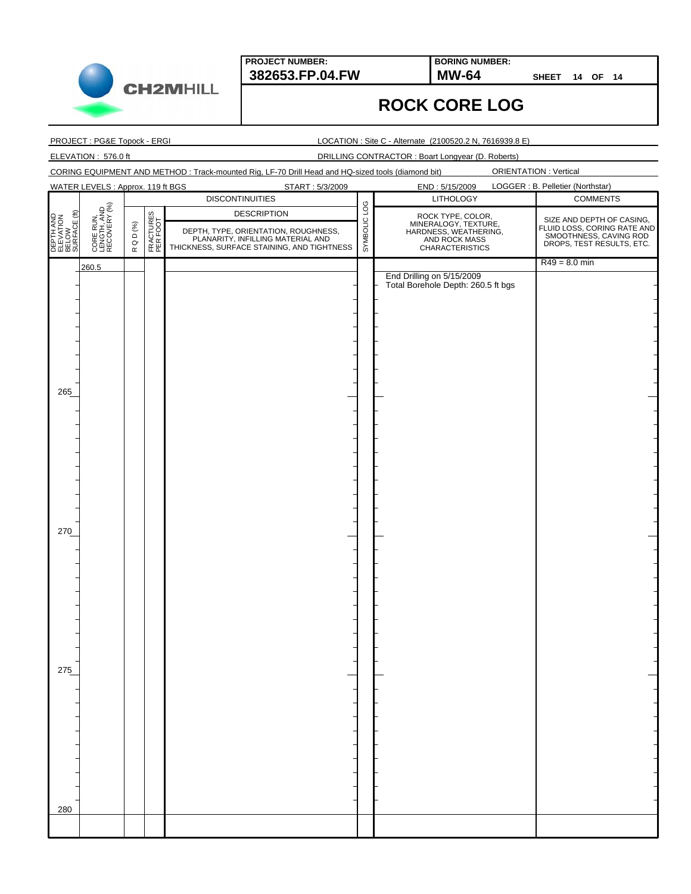**PROJECT NUMBER:** 382653.FP.04.FW

**BORING NUMBER:** MW-64

**SHEET 14 OF 14**

# ROCK CORE LOG

PROJECT : PG&E Topock - ERGI

LOCATION : Site C - Alternate (2100520.2 N, 7616939.8 E)

ELEVATION : 576.0 ft

DRILLING CONTRACTOR : Boart Longyear (D. Roberts)

CORING EQUIPMENT AND METHOD : Track-mounted Rig, LF-70 Drill Head and HQ-sized tools (diamond bit)

ORIENTATION : Vertical

WATER LEVELS : Approx. 119 ft BGS

START : 5/3/2009

END : 5/15/2009

LOGGER : B. Pelletier (Northstar)

| DEPTH AND ELEVATION BELOW SURFACE (ft) | CORE RUN, LENGTH, AND RECOVERY (%) | R Q D (%) | FRACTURES PER FOOT | DISCONTINUITIES DESCRIPTION: DEPTH, TYPE, ORIENTATION, ROUGHNESS, PLANARITY, INFILLING MATERIAL AND THICKNESS, SURFACE STAINING, AND TIGHTNESS | SYMBOLIC LOG | LITHOLOGY: ROCK TYPE, COLOR, MINERALOGY, TEXTURE, HARDNESS, WEATHERING, AND ROCK MASS CHARACTERISTICS | COMMENTS: SIZE AND DEPTH OF CASING, FLUID LOSS, CORING RATE AND SMOOTHNESS, CAVING ROD DROPS, TEST RESULTS, ETC. |
|---|---|---|---|---|---|---|---|
| | 260.5 | | | | | | R49 = 8.0 min |
| | | | | | | End Drilling on 5/15/2009<br>Total Borehole Depth: 260.5 ft bgs | |
| 265 | | | | | | | |
| 270 | | | | | | | |
| 275 | | | | | | | |
| 280 | | | | | | | |